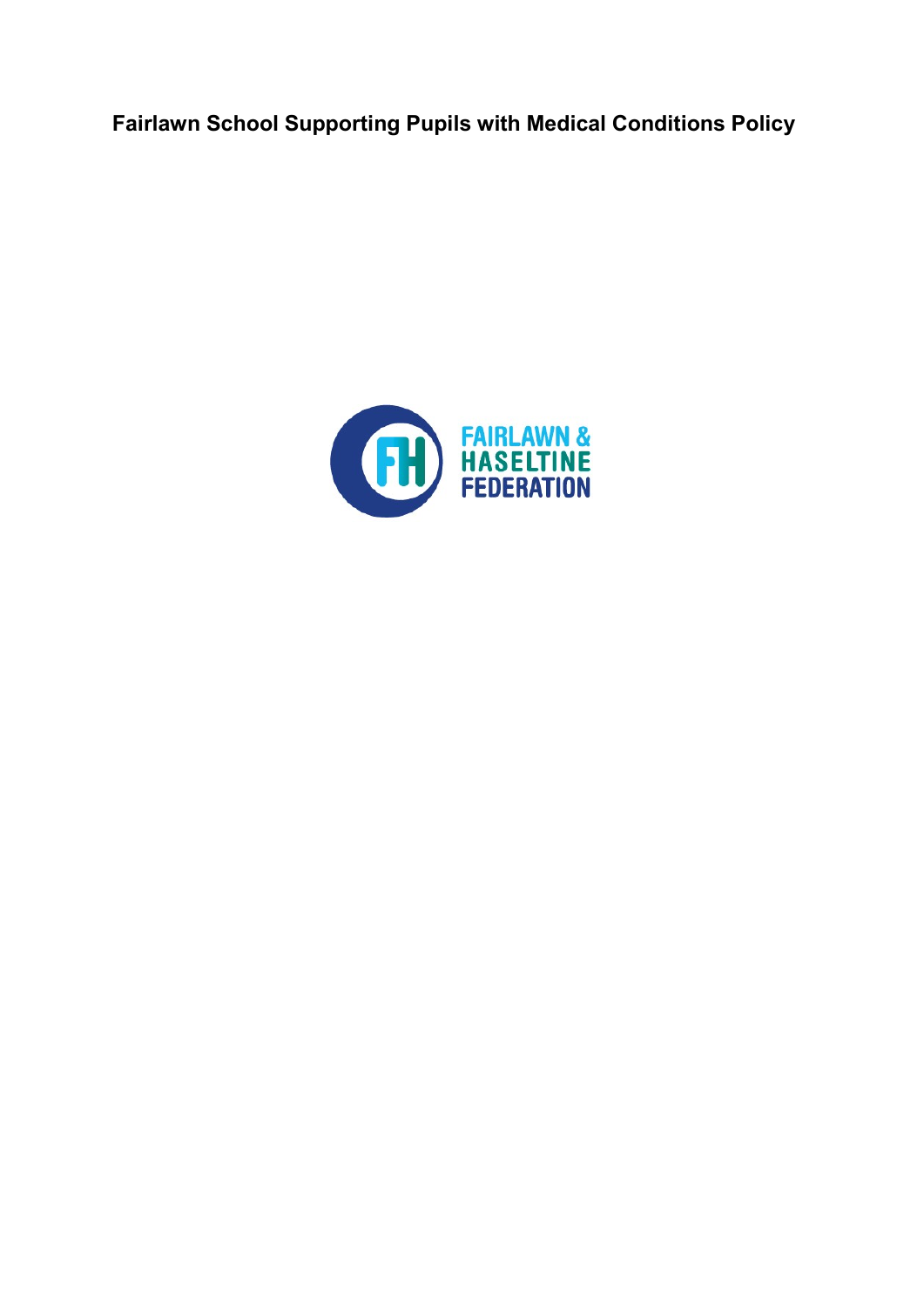# Fairlawn School Supporting Pupils with Medical Conditions Policy

FAIRLAWN &
HASELTINE
FEDERATION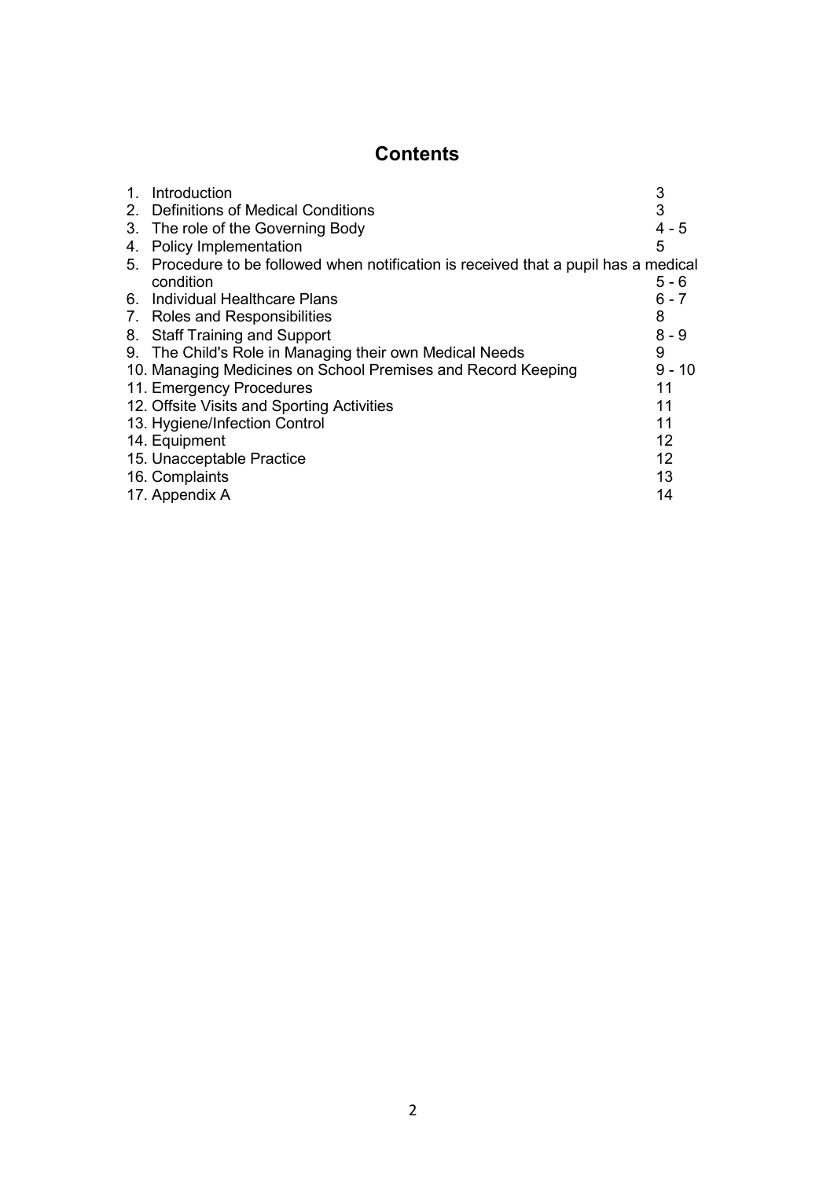# Contents

| | | |
|---|---|---|
| 1. | Introduction | 3 |
| 2. | Definitions of Medical Conditions | 3 |
| 3. | The role of the Governing Body | 4 - 5 |
| 4. | Policy Implementation | 5 |
| 5. | Procedure to be followed when notification is received that a pupil has a medical condition | 5 - 6 |
| 6. | Individual Healthcare Plans | 6 - 7 |
| 7. | Roles and Responsibilities | 8 |
| 8. | Staff Training and Support | 8 - 9 |
| 9. | The Child's Role in Managing their own Medical Needs | 9 |
| 10. | Managing Medicines on School Premises and Record Keeping | 9 - 10 |
| 11. | Emergency Procedures | 11 |
| 12. | Offsite Visits and Sporting Activities | 11 |
| 13. | Hygiene/Infection Control | 11 |
| 14. | Equipment | 12 |
| 15. | Unacceptable Practice | 12 |
| 16. | Complaints | 13 |
| 17. | Appendix A | 14 |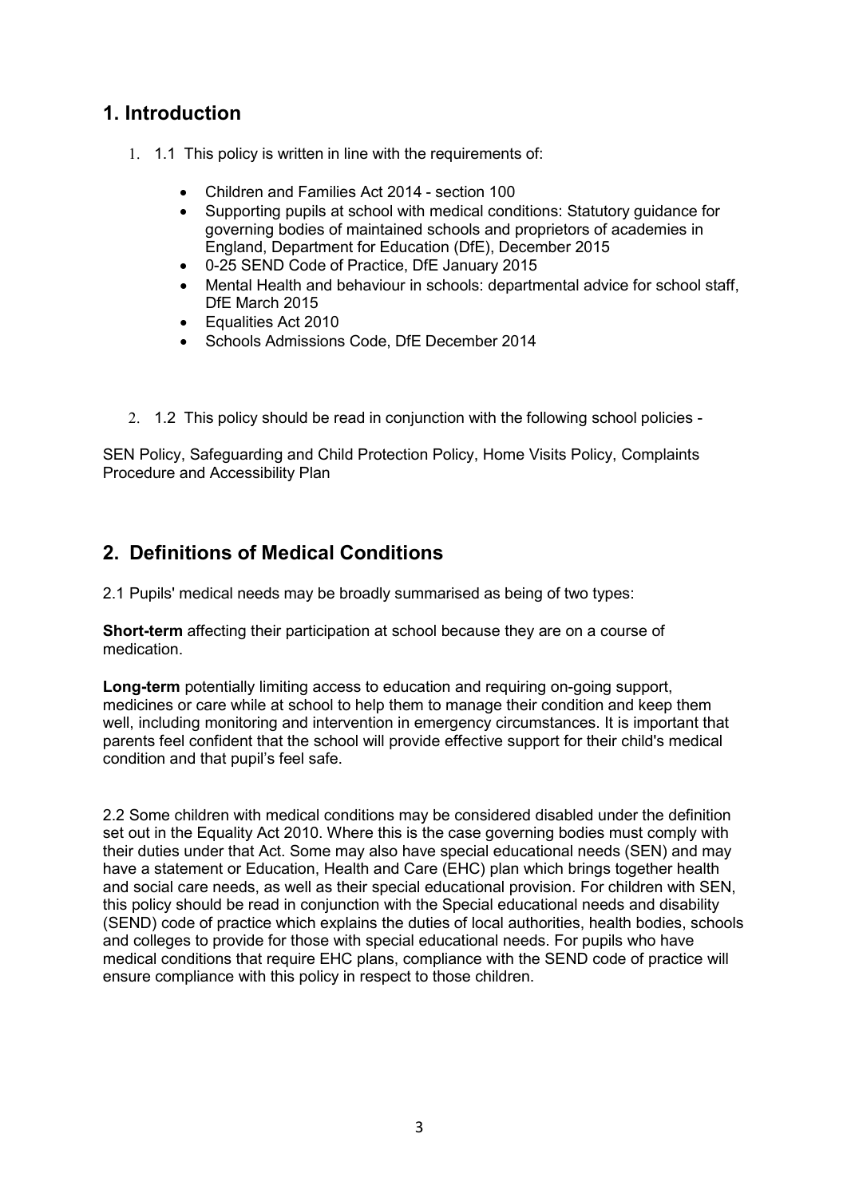## 1. Introduction

1. 1.1 This policy is written in line with the requirements of:

   - Children and Families Act 2014 - section 100
   - Supporting pupils at school with medical conditions: Statutory guidance for governing bodies of maintained schools and proprietors of academies in England, Department for Education (DfE), December 2015
   - 0-25 SEND Code of Practice, DfE January 2015
   - Mental Health and behaviour in schools: departmental advice for school staff, DfE March 2015
   - Equalities Act 2010
   - Schools Admissions Code, DfE December 2014

2. 1.2 This policy should be read in conjunction with the following school policies -

SEN Policy, Safeguarding and Child Protection Policy, Home Visits Policy, Complaints Procedure and Accessibility Plan

## 2. Definitions of Medical Conditions

2.1 Pupils' medical needs may be broadly summarised as being of two types:

**Short-term** affecting their participation at school because they are on a course of medication.

**Long-term** potentially limiting access to education and requiring on-going support, medicines or care while at school to help them to manage their condition and keep them well, including monitoring and intervention in emergency circumstances. It is important that parents feel confident that the school will provide effective support for their child's medical condition and that pupil's feel safe.

2.2 Some children with medical conditions may be considered disabled under the definition set out in the Equality Act 2010. Where this is the case governing bodies must comply with their duties under that Act. Some may also have special educational needs (SEN) and may have a statement or Education, Health and Care (EHC) plan which brings together health and social care needs, as well as their special educational provision. For children with SEN, this policy should be read in conjunction with the Special educational needs and disability (SEND) code of practice which explains the duties of local authorities, health bodies, schools and colleges to provide for those with special educational needs. For pupils who have medical conditions that require EHC plans, compliance with the SEND code of practice will ensure compliance with this policy in respect to those children.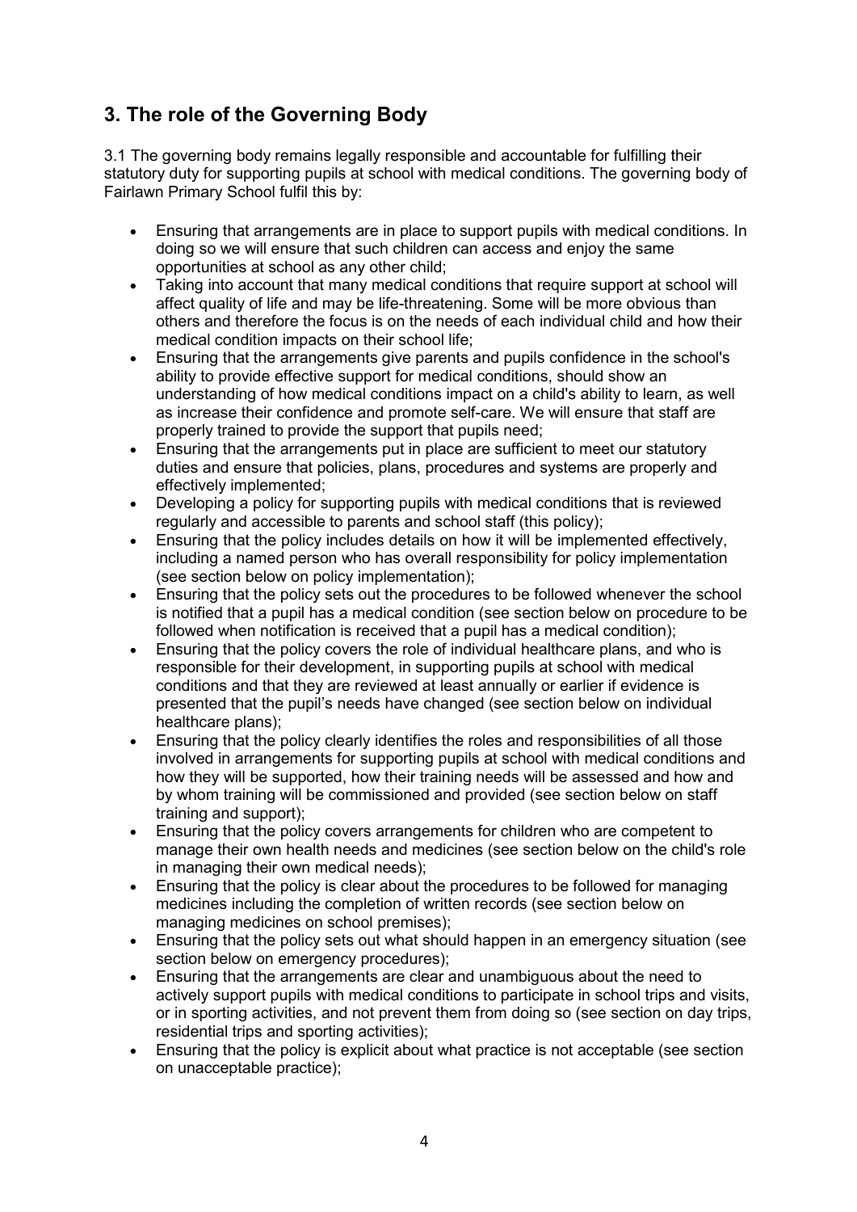## 3. The role of the Governing Body

3.1 The governing body remains legally responsible and accountable for fulfilling their statutory duty for supporting pupils at school with medical conditions. The governing body of Fairlawn Primary School fulfil this by:

- Ensuring that arrangements are in place to support pupils with medical conditions. In doing so we will ensure that such children can access and enjoy the same opportunities at school as any other child;
- Taking into account that many medical conditions that require support at school will affect quality of life and may be life-threatening. Some will be more obvious than others and therefore the focus is on the needs of each individual child and how their medical condition impacts on their school life;
- Ensuring that the arrangements give parents and pupils confidence in the school's ability to provide effective support for medical conditions, should show an understanding of how medical conditions impact on a child's ability to learn, as well as increase their confidence and promote self-care. We will ensure that staff are properly trained to provide the support that pupils need;
- Ensuring that the arrangements put in place are sufficient to meet our statutory duties and ensure that policies, plans, procedures and systems are properly and effectively implemented;
- Developing a policy for supporting pupils with medical conditions that is reviewed regularly and accessible to parents and school staff (this policy);
- Ensuring that the policy includes details on how it will be implemented effectively, including a named person who has overall responsibility for policy implementation (see section below on policy implementation);
- Ensuring that the policy sets out the procedures to be followed whenever the school is notified that a pupil has a medical condition (see section below on procedure to be followed when notification is received that a pupil has a medical condition);
- Ensuring that the policy covers the role of individual healthcare plans, and who is responsible for their development, in supporting pupils at school with medical conditions and that they are reviewed at least annually or earlier if evidence is presented that the pupil's needs have changed (see section below on individual healthcare plans);
- Ensuring that the policy clearly identifies the roles and responsibilities of all those involved in arrangements for supporting pupils at school with medical conditions and how they will be supported, how their training needs will be assessed and how and by whom training will be commissioned and provided (see section below on staff training and support);
- Ensuring that the policy covers arrangements for children who are competent to manage their own health needs and medicines (see section below on the child's role in managing their own medical needs);
- Ensuring that the policy is clear about the procedures to be followed for managing medicines including the completion of written records (see section below on managing medicines on school premises);
- Ensuring that the policy sets out what should happen in an emergency situation (see section below on emergency procedures);
- Ensuring that the arrangements are clear and unambiguous about the need to actively support pupils with medical conditions to participate in school trips and visits, or in sporting activities, and not prevent them from doing so (see section on day trips, residential trips and sporting activities);
- Ensuring that the policy is explicit about what practice is not acceptable (see section on unacceptable practice);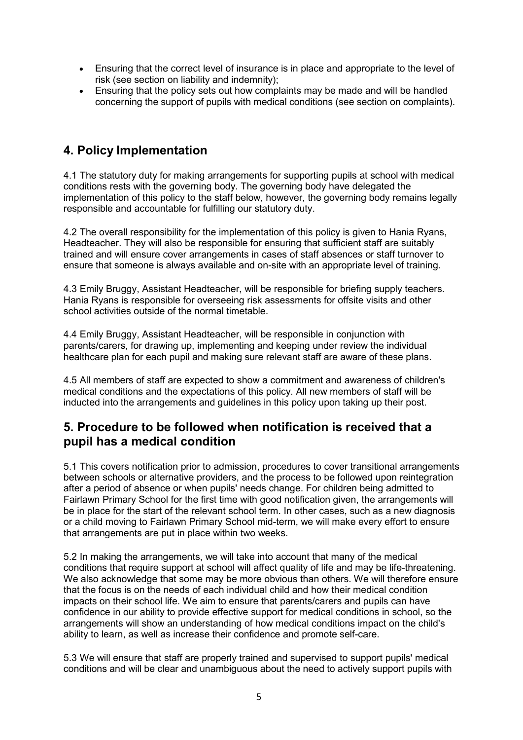- Ensuring that the correct level of insurance is in place and appropriate to the level of risk (see section on liability and indemnity);
- Ensuring that the policy sets out how complaints may be made and will be handled concerning the support of pupils with medical conditions (see section on complaints).

## 4. Policy Implementation

4.1 The statutory duty for making arrangements for supporting pupils at school with medical conditions rests with the governing body. The governing body have delegated the implementation of this policy to the staff below, however, the governing body remains legally responsible and accountable for fulfilling our statutory duty.

4.2 The overall responsibility for the implementation of this policy is given to Hania Ryans, Headteacher. They will also be responsible for ensuring that sufficient staff are suitably trained and will ensure cover arrangements in cases of staff absences or staff turnover to ensure that someone is always available and on-site with an appropriate level of training.

4.3 Emily Bruggy, Assistant Headteacher, will be responsible for briefing supply teachers. Hania Ryans is responsible for overseeing risk assessments for offsite visits and other school activities outside of the normal timetable.

4.4 Emily Bruggy, Assistant Headteacher, will be responsible in conjunction with parents/carers, for drawing up, implementing and keeping under review the individual healthcare plan for each pupil and making sure relevant staff are aware of these plans.

4.5 All members of staff are expected to show a commitment and awareness of children's medical conditions and the expectations of this policy. All new members of staff will be inducted into the arrangements and guidelines in this policy upon taking up their post.

## 5. Procedure to be followed when notification is received that a pupil has a medical condition

5.1 This covers notification prior to admission, procedures to cover transitional arrangements between schools or alternative providers, and the process to be followed upon reintegration after a period of absence or when pupils' needs change. For children being admitted to Fairlawn Primary School for the first time with good notification given, the arrangements will be in place for the start of the relevant school term. In other cases, such as a new diagnosis or a child moving to Fairlawn Primary School mid-term, we will make every effort to ensure that arrangements are put in place within two weeks.

5.2 In making the arrangements, we will take into account that many of the medical conditions that require support at school will affect quality of life and may be life-threatening. We also acknowledge that some may be more obvious than others. We will therefore ensure that the focus is on the needs of each individual child and how their medical condition impacts on their school life. We aim to ensure that parents/carers and pupils can have confidence in our ability to provide effective support for medical conditions in school, so the arrangements will show an understanding of how medical conditions impact on the child's ability to learn, as well as increase their confidence and promote self-care.

5.3 We will ensure that staff are properly trained and supervised to support pupils' medical conditions and will be clear and unambiguous about the need to actively support pupils with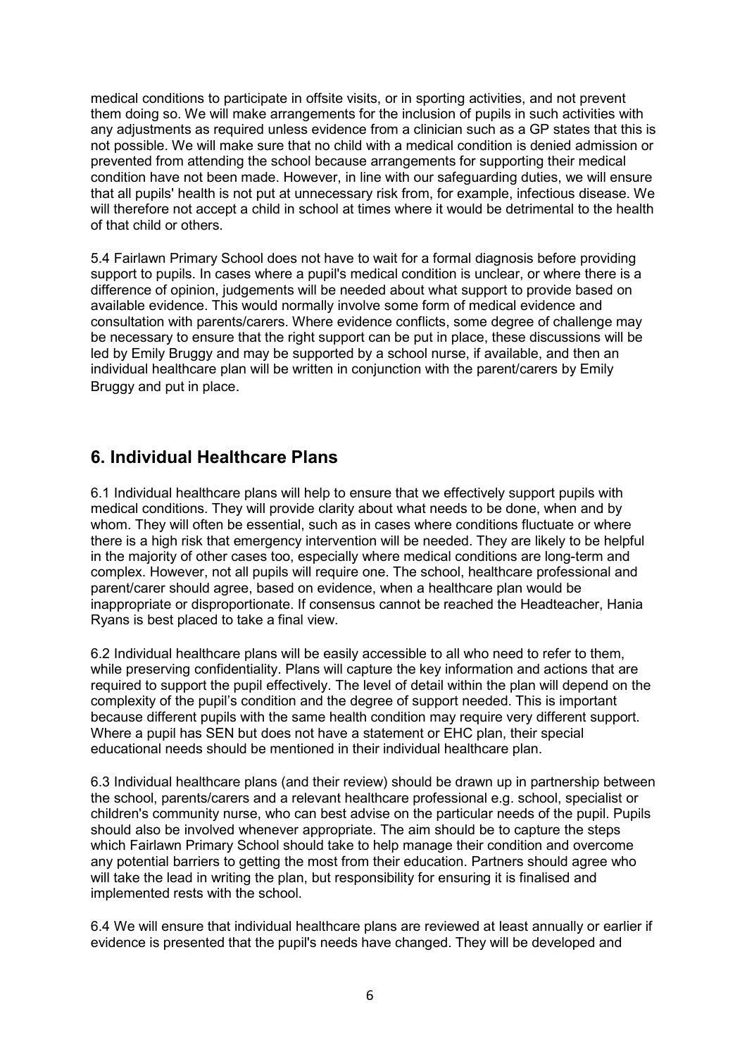medical conditions to participate in offsite visits, or in sporting activities, and not prevent them doing so. We will make arrangements for the inclusion of pupils in such activities with any adjustments as required unless evidence from a clinician such as a GP states that this is not possible. We will make sure that no child with a medical condition is denied admission or prevented from attending the school because arrangements for supporting their medical condition have not been made. However, in line with our safeguarding duties, we will ensure that all pupils' health is not put at unnecessary risk from, for example, infectious disease. We will therefore not accept a child in school at times where it would be detrimental to the health of that child or others.

5.4 Fairlawn Primary School does not have to wait for a formal diagnosis before providing support to pupils. In cases where a pupil's medical condition is unclear, or where there is a difference of opinion, judgements will be needed about what support to provide based on available evidence. This would normally involve some form of medical evidence and consultation with parents/carers. Where evidence conflicts, some degree of challenge may be necessary to ensure that the right support can be put in place, these discussions will be led by Emily Bruggy and may be supported by a school nurse, if available, and then an individual healthcare plan will be written in conjunction with the parent/carers by Emily Bruggy and put in place.

## 6. Individual Healthcare Plans

6.1 Individual healthcare plans will help to ensure that we effectively support pupils with medical conditions. They will provide clarity about what needs to be done, when and by whom. They will often be essential, such as in cases where conditions fluctuate or where there is a high risk that emergency intervention will be needed. They are likely to be helpful in the majority of other cases too, especially where medical conditions are long-term and complex. However, not all pupils will require one. The school, healthcare professional and parent/carer should agree, based on evidence, when a healthcare plan would be inappropriate or disproportionate. If consensus cannot be reached the Headteacher, Hania Ryans is best placed to take a final view.

6.2 Individual healthcare plans will be easily accessible to all who need to refer to them, while preserving confidentiality. Plans will capture the key information and actions that are required to support the pupil effectively. The level of detail within the plan will depend on the complexity of the pupil's condition and the degree of support needed. This is important because different pupils with the same health condition may require very different support. Where a pupil has SEN but does not have a statement or EHC plan, their special educational needs should be mentioned in their individual healthcare plan.

6.3 Individual healthcare plans (and their review) should be drawn up in partnership between the school, parents/carers and a relevant healthcare professional e.g. school, specialist or children's community nurse, who can best advise on the particular needs of the pupil. Pupils should also be involved whenever appropriate. The aim should be to capture the steps which Fairlawn Primary School should take to help manage their condition and overcome any potential barriers to getting the most from their education. Partners should agree who will take the lead in writing the plan, but responsibility for ensuring it is finalised and implemented rests with the school.

6.4 We will ensure that individual healthcare plans are reviewed at least annually or earlier if evidence is presented that the pupil's needs have changed. They will be developed and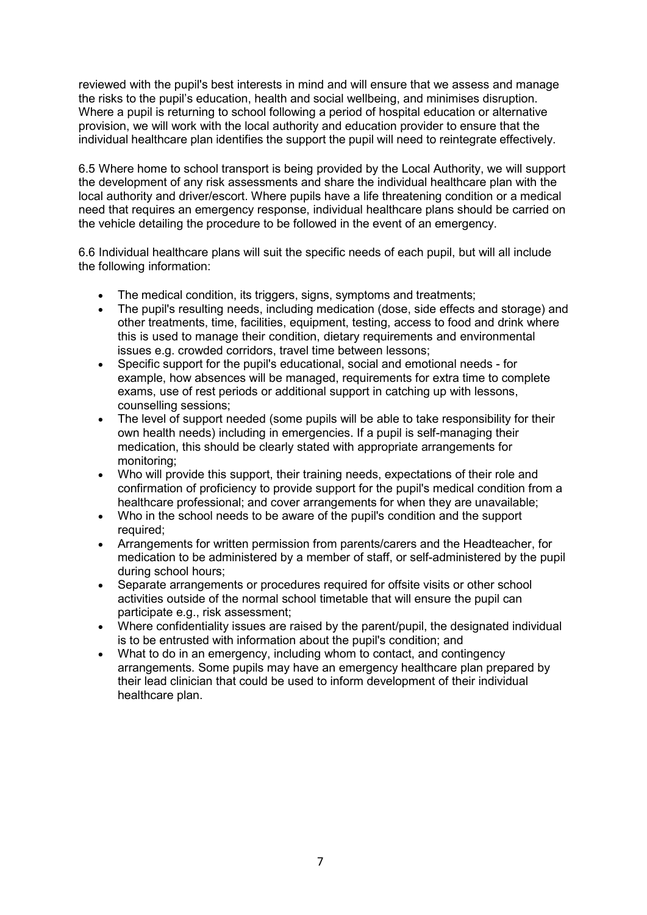reviewed with the pupil's best interests in mind and will ensure that we assess and manage the risks to the pupil's education, health and social wellbeing, and minimises disruption. Where a pupil is returning to school following a period of hospital education or alternative provision, we will work with the local authority and education provider to ensure that the individual healthcare plan identifies the support the pupil will need to reintegrate effectively.

6.5 Where home to school transport is being provided by the Local Authority, we will support the development of any risk assessments and share the individual healthcare plan with the local authority and driver/escort. Where pupils have a life threatening condition or a medical need that requires an emergency response, individual healthcare plans should be carried on the vehicle detailing the procedure to be followed in the event of an emergency.

6.6 Individual healthcare plans will suit the specific needs of each pupil, but will all include the following information:

- The medical condition, its triggers, signs, symptoms and treatments;
- The pupil's resulting needs, including medication (dose, side effects and storage) and other treatments, time, facilities, equipment, testing, access to food and drink where this is used to manage their condition, dietary requirements and environmental issues e.g. crowded corridors, travel time between lessons;
- Specific support for the pupil's educational, social and emotional needs - for example, how absences will be managed, requirements for extra time to complete exams, use of rest periods or additional support in catching up with lessons, counselling sessions;
- The level of support needed (some pupils will be able to take responsibility for their own health needs) including in emergencies. If a pupil is self-managing their medication, this should be clearly stated with appropriate arrangements for monitoring;
- Who will provide this support, their training needs, expectations of their role and confirmation of proficiency to provide support for the pupil's medical condition from a healthcare professional; and cover arrangements for when they are unavailable;
- Who in the school needs to be aware of the pupil's condition and the support required;
- Arrangements for written permission from parents/carers and the Headteacher, for medication to be administered by a member of staff, or self-administered by the pupil during school hours;
- Separate arrangements or procedures required for offsite visits or other school activities outside of the normal school timetable that will ensure the pupil can participate e.g., risk assessment;
- Where confidentiality issues are raised by the parent/pupil, the designated individual is to be entrusted with information about the pupil's condition; and
- What to do in an emergency, including whom to contact, and contingency arrangements. Some pupils may have an emergency healthcare plan prepared by their lead clinician that could be used to inform development of their individual healthcare plan.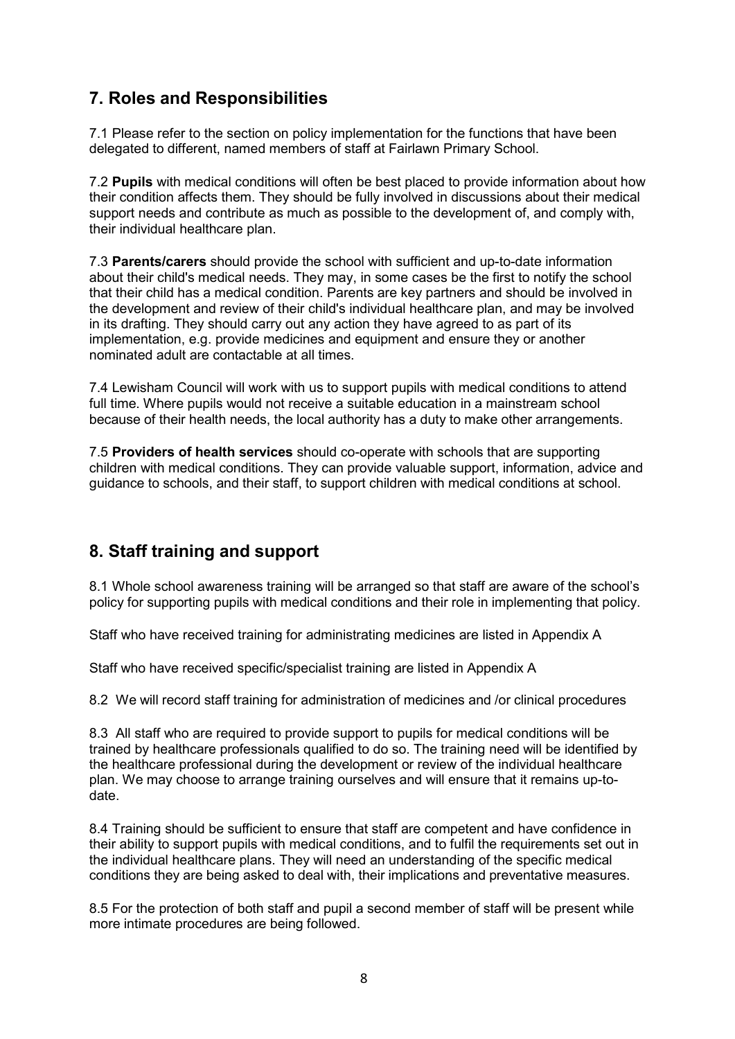## 7. Roles and Responsibilities

7.1 Please refer to the section on policy implementation for the functions that have been delegated to different, named members of staff at Fairlawn Primary School.

7.2 **Pupils** with medical conditions will often be best placed to provide information about how their condition affects them. They should be fully involved in discussions about their medical support needs and contribute as much as possible to the development of, and comply with, their individual healthcare plan.

7.3 **Parents/carers** should provide the school with sufficient and up-to-date information about their child's medical needs. They may, in some cases be the first to notify the school that their child has a medical condition. Parents are key partners and should be involved in the development and review of their child's individual healthcare plan, and may be involved in its drafting. They should carry out any action they have agreed to as part of its implementation, e.g. provide medicines and equipment and ensure they or another nominated adult are contactable at all times.

7.4 Lewisham Council will work with us to support pupils with medical conditions to attend full time. Where pupils would not receive a suitable education in a mainstream school because of their health needs, the local authority has a duty to make other arrangements.

7.5 **Providers of health services** should co-operate with schools that are supporting children with medical conditions. They can provide valuable support, information, advice and guidance to schools, and their staff, to support children with medical conditions at school.

## 8. Staff training and support

8.1 Whole school awareness training will be arranged so that staff are aware of the school's policy for supporting pupils with medical conditions and their role in implementing that policy.

Staff who have received training for administrating medicines are listed in Appendix A

Staff who have received specific/specialist training are listed in Appendix A

8.2 We will record staff training for administration of medicines and /or clinical procedures

8.3 All staff who are required to provide support to pupils for medical conditions will be trained by healthcare professionals qualified to do so. The training need will be identified by the healthcare professional during the development or review of the individual healthcare plan. We may choose to arrange training ourselves and will ensure that it remains up-to-date.

8.4 Training should be sufficient to ensure that staff are competent and have confidence in their ability to support pupils with medical conditions, and to fulfil the requirements set out in the individual healthcare plans. They will need an understanding of the specific medical conditions they are being asked to deal with, their implications and preventative measures.

8.5 For the protection of both staff and pupil a second member of staff will be present while more intimate procedures are being followed.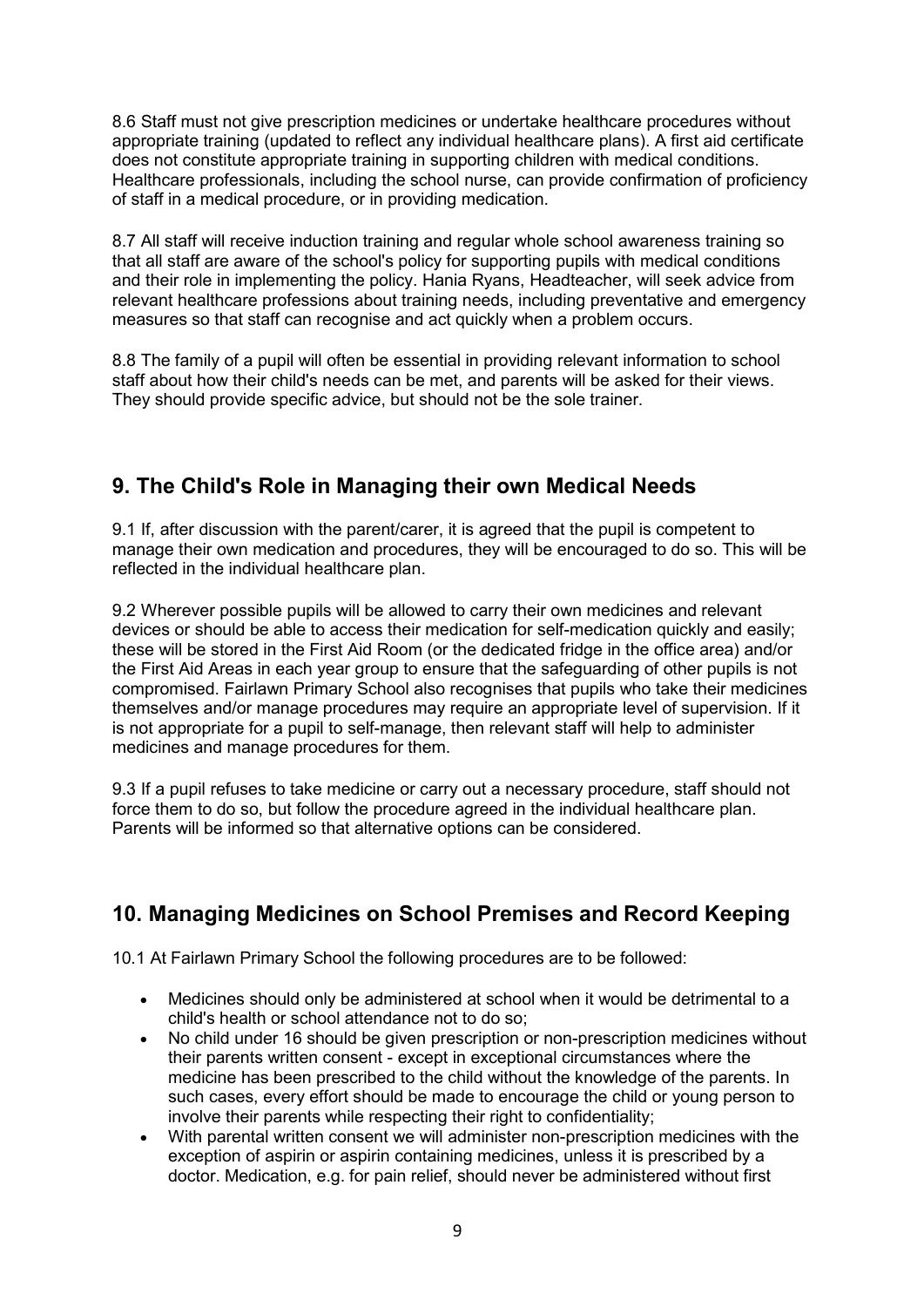8.6 Staff must not give prescription medicines or undertake healthcare procedures without appropriate training (updated to reflect any individual healthcare plans). A first aid certificate does not constitute appropriate training in supporting children with medical conditions. Healthcare professionals, including the school nurse, can provide confirmation of proficiency of staff in a medical procedure, or in providing medication.

8.7 All staff will receive induction training and regular whole school awareness training so that all staff are aware of the school's policy for supporting pupils with medical conditions and their role in implementing the policy. Hania Ryans, Headteacher, will seek advice from relevant healthcare professions about training needs, including preventative and emergency measures so that staff can recognise and act quickly when a problem occurs.

8.8 The family of a pupil will often be essential in providing relevant information to school staff about how their child's needs can be met, and parents will be asked for their views. They should provide specific advice, but should not be the sole trainer.

## 9. The Child's Role in Managing their own Medical Needs

9.1 If, after discussion with the parent/carer, it is agreed that the pupil is competent to manage their own medication and procedures, they will be encouraged to do so. This will be reflected in the individual healthcare plan.

9.2 Wherever possible pupils will be allowed to carry their own medicines and relevant devices or should be able to access their medication for self-medication quickly and easily; these will be stored in the First Aid Room (or the dedicated fridge in the office area) and/or the First Aid Areas in each year group to ensure that the safeguarding of other pupils is not compromised. Fairlawn Primary School also recognises that pupils who take their medicines themselves and/or manage procedures may require an appropriate level of supervision. If it is not appropriate for a pupil to self-manage, then relevant staff will help to administer medicines and manage procedures for them.

9.3 If a pupil refuses to take medicine or carry out a necessary procedure, staff should not force them to do so, but follow the procedure agreed in the individual healthcare plan. Parents will be informed so that alternative options can be considered.

## 10. Managing Medicines on School Premises and Record Keeping

10.1 At Fairlawn Primary School the following procedures are to be followed:

- Medicines should only be administered at school when it would be detrimental to a child's health or school attendance not to do so;
- No child under 16 should be given prescription or non-prescription medicines without their parents written consent - except in exceptional circumstances where the medicine has been prescribed to the child without the knowledge of the parents. In such cases, every effort should be made to encourage the child or young person to involve their parents while respecting their right to confidentiality;
- With parental written consent we will administer non-prescription medicines with the exception of aspirin or aspirin containing medicines, unless it is prescribed by a doctor. Medication, e.g. for pain relief, should never be administered without first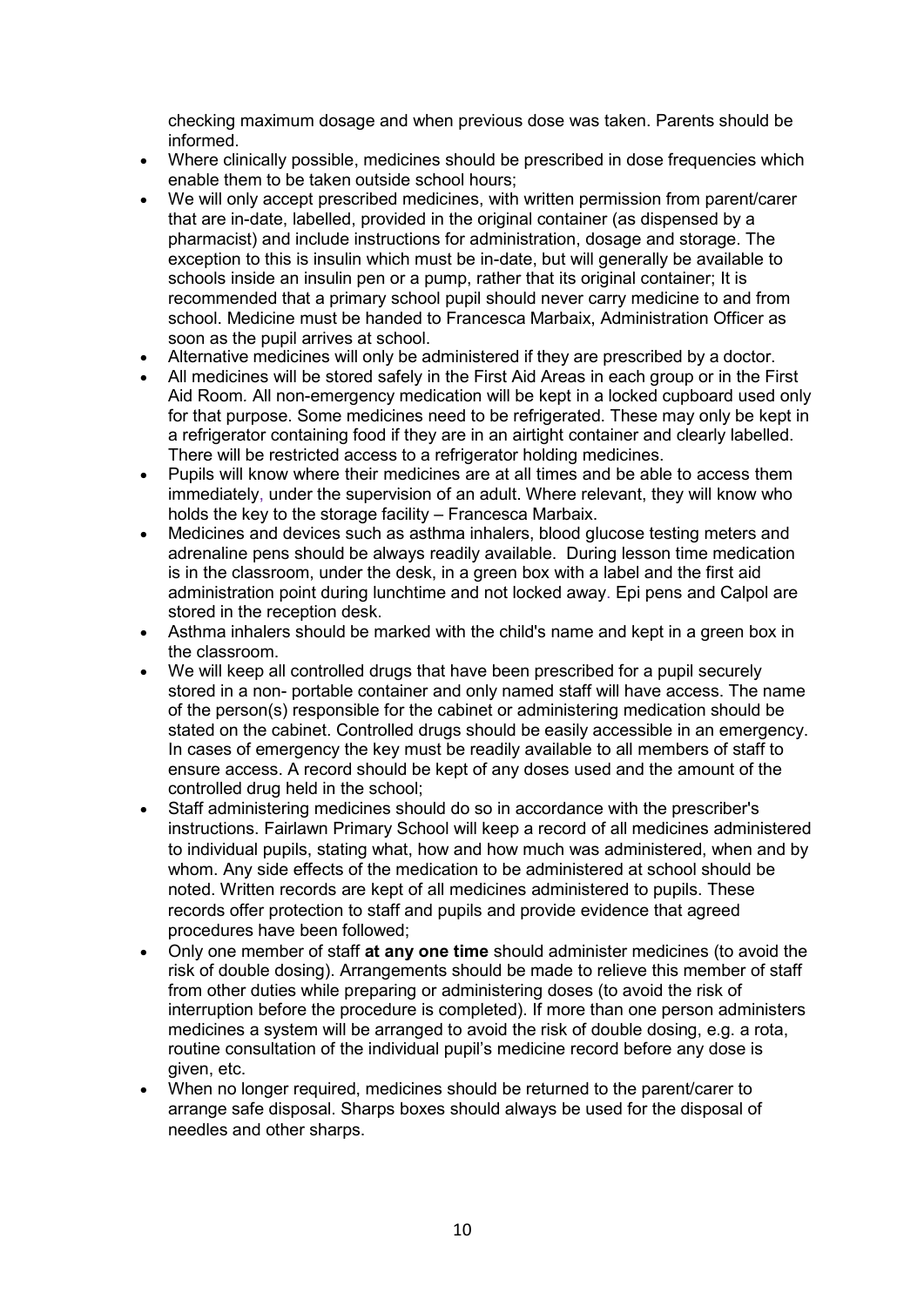checking maximum dosage and when previous dose was taken. Parents should be informed.

- Where clinically possible, medicines should be prescribed in dose frequencies which enable them to be taken outside school hours;
- We will only accept prescribed medicines, with written permission from parent/carer that are in-date, labelled, provided in the original container (as dispensed by a pharmacist) and include instructions for administration, dosage and storage. The exception to this is insulin which must be in-date, but will generally be available to schools inside an insulin pen or a pump, rather that its original container; It is recommended that a primary school pupil should never carry medicine to and from school. Medicine must be handed to Francesca Marbaix, Administration Officer as soon as the pupil arrives at school.
- Alternative medicines will only be administered if they are prescribed by a doctor.
- All medicines will be stored safely in the First Aid Areas in each group or in the First Aid Room. All non-emergency medication will be kept in a locked cupboard used only for that purpose. Some medicines need to be refrigerated. These may only be kept in a refrigerator containing food if they are in an airtight container and clearly labelled. There will be restricted access to a refrigerator holding medicines.
- Pupils will know where their medicines are at all times and be able to access them immediately, under the supervision of an adult. Where relevant, they will know who holds the key to the storage facility – Francesca Marbaix.
- Medicines and devices such as asthma inhalers, blood glucose testing meters and adrenaline pens should be always readily available. During lesson time medication is in the classroom, under the desk, in a green box with a label and the first aid administration point during lunchtime and not locked away. Epi pens and Calpol are stored in the reception desk.
- Asthma inhalers should be marked with the child's name and kept in a green box in the classroom.
- We will keep all controlled drugs that have been prescribed for a pupil securely stored in a non- portable container and only named staff will have access. The name of the person(s) responsible for the cabinet or administering medication should be stated on the cabinet. Controlled drugs should be easily accessible in an emergency. In cases of emergency the key must be readily available to all members of staff to ensure access. A record should be kept of any doses used and the amount of the controlled drug held in the school;
- Staff administering medicines should do so in accordance with the prescriber's instructions. Fairlawn Primary School will keep a record of all medicines administered to individual pupils, stating what, how and how much was administered, when and by whom. Any side effects of the medication to be administered at school should be noted. Written records are kept of all medicines administered to pupils. These records offer protection to staff and pupils and provide evidence that agreed procedures have been followed;
- Only one member of staff **at any one time** should administer medicines (to avoid the risk of double dosing). Arrangements should be made to relieve this member of staff from other duties while preparing or administering doses (to avoid the risk of interruption before the procedure is completed). If more than one person administers medicines a system will be arranged to avoid the risk of double dosing, e.g. a rota, routine consultation of the individual pupil's medicine record before any dose is given, etc.
- When no longer required, medicines should be returned to the parent/carer to arrange safe disposal. Sharps boxes should always be used for the disposal of needles and other sharps.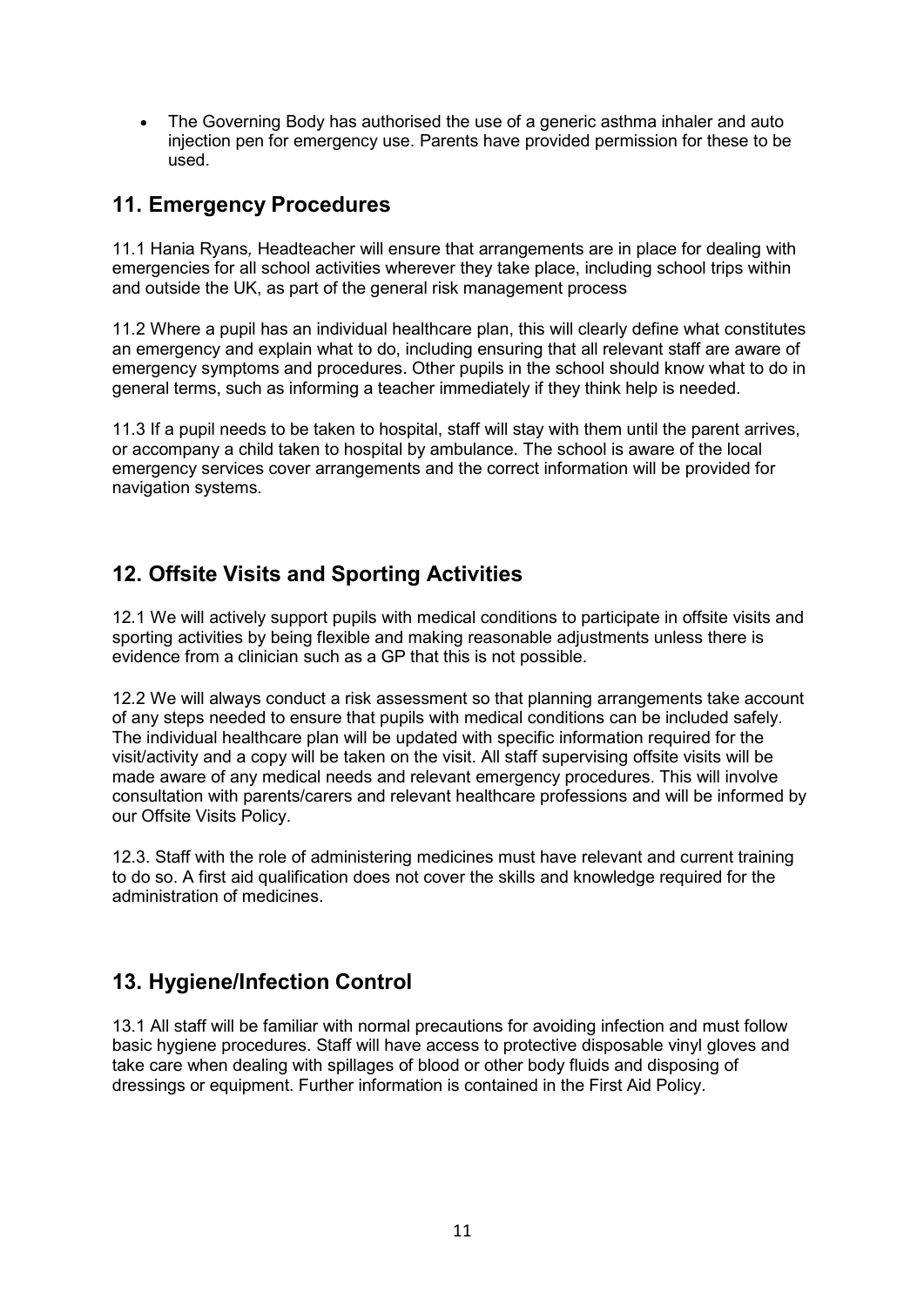- The Governing Body has authorised the use of a generic asthma inhaler and auto injection pen for emergency use. Parents have provided permission for these to be used.

## 11. Emergency Procedures

11.1 Hania Ryans, Headteacher will ensure that arrangements are in place for dealing with emergencies for all school activities wherever they take place, including school trips within and outside the UK, as part of the general risk management process

11.2 Where a pupil has an individual healthcare plan, this will clearly define what constitutes an emergency and explain what to do, including ensuring that all relevant staff are aware of emergency symptoms and procedures. Other pupils in the school should know what to do in general terms, such as informing a teacher immediately if they think help is needed.

11.3 If a pupil needs to be taken to hospital, staff will stay with them until the parent arrives, or accompany a child taken to hospital by ambulance. The school is aware of the local emergency services cover arrangements and the correct information will be provided for navigation systems.

## 12. Offsite Visits and Sporting Activities

12.1 We will actively support pupils with medical conditions to participate in offsite visits and sporting activities by being flexible and making reasonable adjustments unless there is evidence from a clinician such as a GP that this is not possible.

12.2 We will always conduct a risk assessment so that planning arrangements take account of any steps needed to ensure that pupils with medical conditions can be included safely. The individual healthcare plan will be updated with specific information required for the visit/activity and a copy will be taken on the visit. All staff supervising offsite visits will be made aware of any medical needs and relevant emergency procedures. This will involve consultation with parents/carers and relevant healthcare professions and will be informed by our Offsite Visits Policy.

12.3. Staff with the role of administering medicines must have relevant and current training to do so. A first aid qualification does not cover the skills and knowledge required for the administration of medicines.

## 13. Hygiene/Infection Control

13.1 All staff will be familiar with normal precautions for avoiding infection and must follow basic hygiene procedures. Staff will have access to protective disposable vinyl gloves and take care when dealing with spillages of blood or other body fluids and disposing of dressings or equipment. Further information is contained in the First Aid Policy.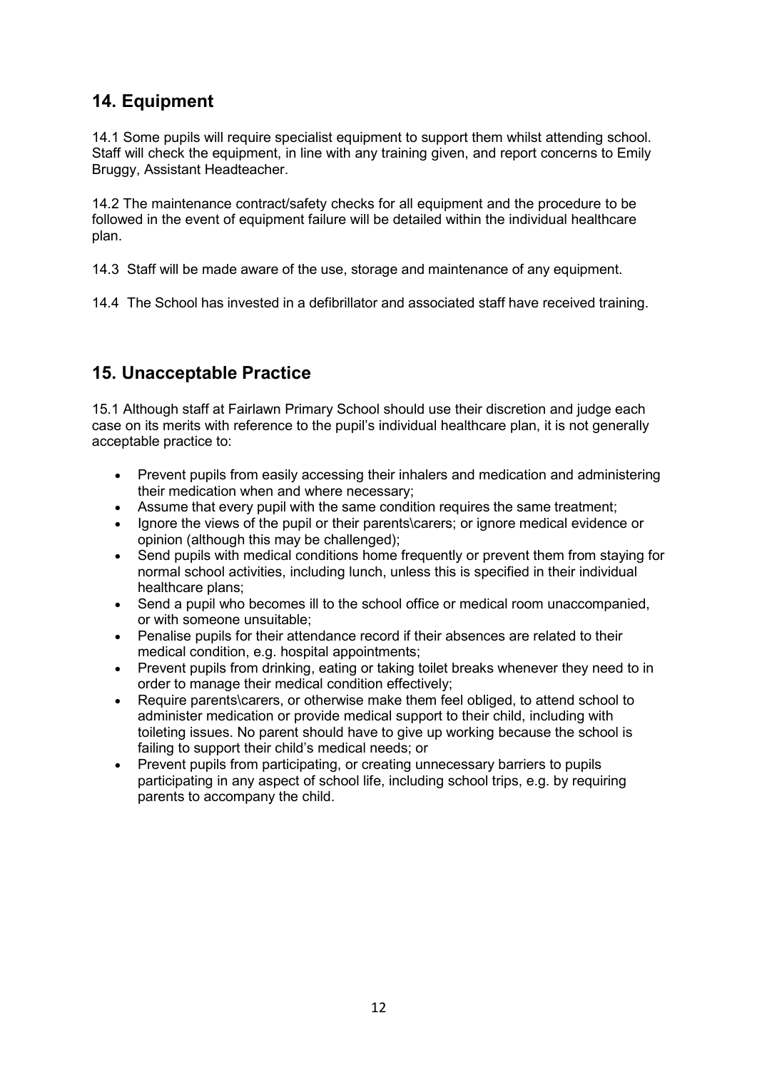## 14. Equipment

14.1 Some pupils will require specialist equipment to support them whilst attending school. Staff will check the equipment, in line with any training given, and report concerns to Emily Bruggy, Assistant Headteacher.

14.2 The maintenance contract/safety checks for all equipment and the procedure to be followed in the event of equipment failure will be detailed within the individual healthcare plan.

14.3 Staff will be made aware of the use, storage and maintenance of any equipment.

14.4 The School has invested in a defibrillator and associated staff have received training.

## 15. Unacceptable Practice

15.1 Although staff at Fairlawn Primary School should use their discretion and judge each case on its merits with reference to the pupil's individual healthcare plan, it is not generally acceptable practice to:

- Prevent pupils from easily accessing their inhalers and medication and administering their medication when and where necessary;
- Assume that every pupil with the same condition requires the same treatment;
- Ignore the views of the pupil or their parents\carers; or ignore medical evidence or opinion (although this may be challenged);
- Send pupils with medical conditions home frequently or prevent them from staying for normal school activities, including lunch, unless this is specified in their individual healthcare plans;
- Send a pupil who becomes ill to the school office or medical room unaccompanied, or with someone unsuitable;
- Penalise pupils for their attendance record if their absences are related to their medical condition, e.g. hospital appointments;
- Prevent pupils from drinking, eating or taking toilet breaks whenever they need to in order to manage their medical condition effectively;
- Require parents\carers, or otherwise make them feel obliged, to attend school to administer medication or provide medical support to their child, including with toileting issues. No parent should have to give up working because the school is failing to support their child's medical needs; or
- Prevent pupils from participating, or creating unnecessary barriers to pupils participating in any aspect of school life, including school trips, e.g. by requiring parents to accompany the child.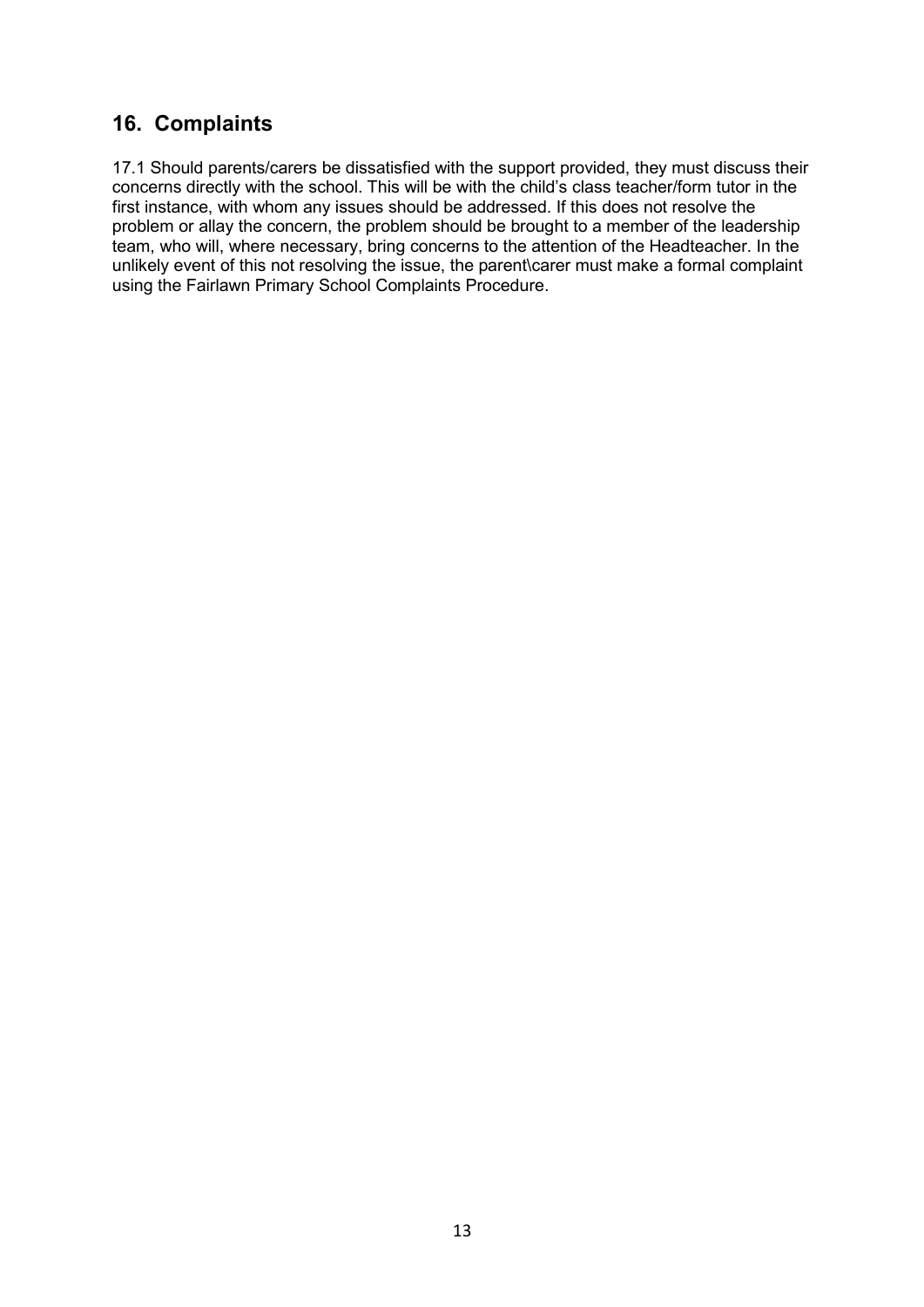## 16. Complaints

17.1 Should parents/carers be dissatisfied with the support provided, they must discuss their concerns directly with the school. This will be with the child's class teacher/form tutor in the first instance, with whom any issues should be addressed. If this does not resolve the problem or allay the concern, the problem should be brought to a member of the leadership team, who will, where necessary, bring concerns to the attention of the Headteacher. In the unlikely event of this not resolving the issue, the parent\carer must make a formal complaint using the Fairlawn Primary School Complaints Procedure.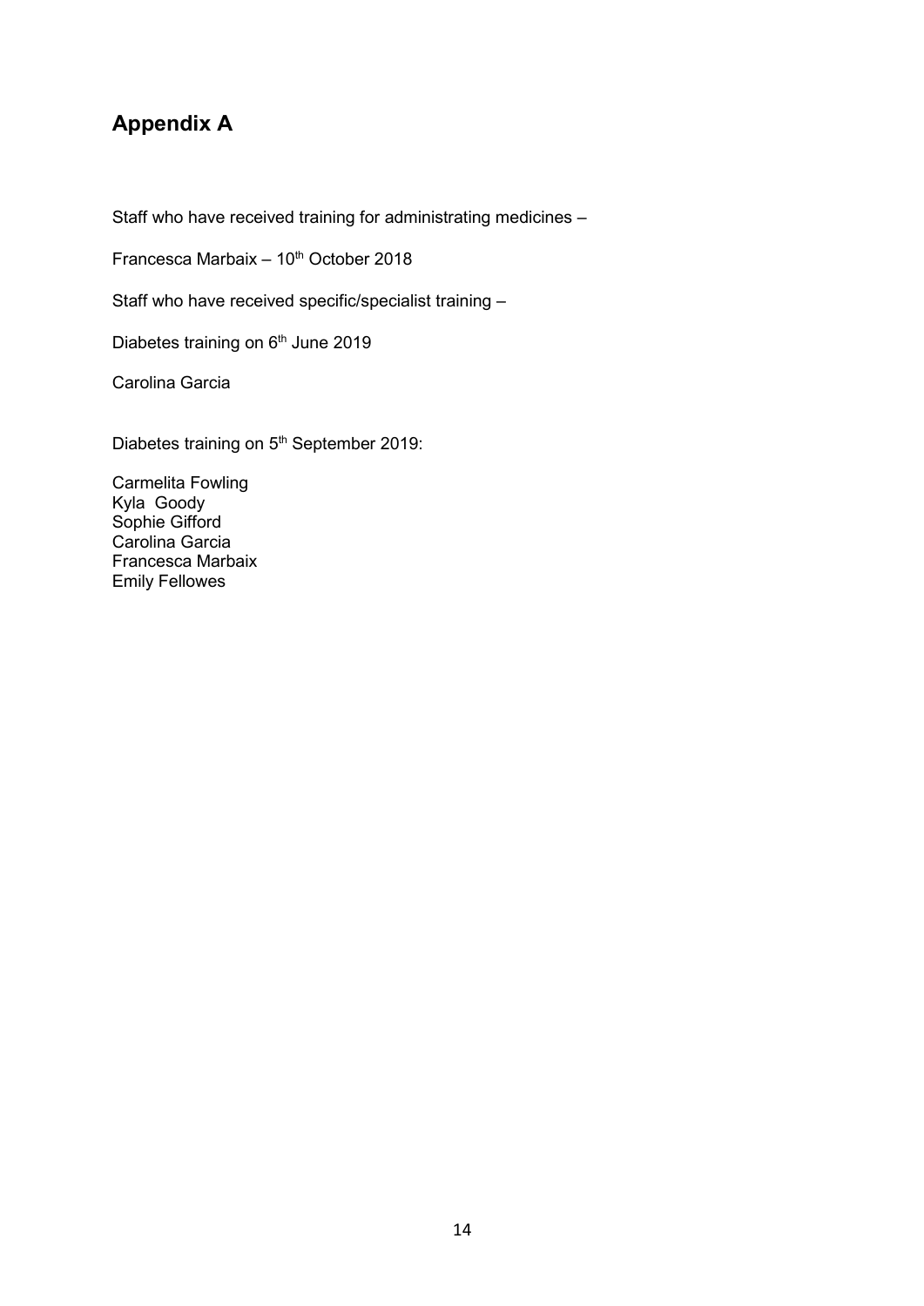## Appendix A

Staff who have received training for administrating medicines –

Francesca Marbaix – 10th October 2018

Staff who have received specific/specialist training –

Diabetes training on 6th June 2019

Carolina Garcia

Diabetes training on 5th September 2019:

Carmelita Fowling
Kyla Goody
Sophie Gifford
Carolina Garcia
Francesca Marbaix
Emily Fellowes